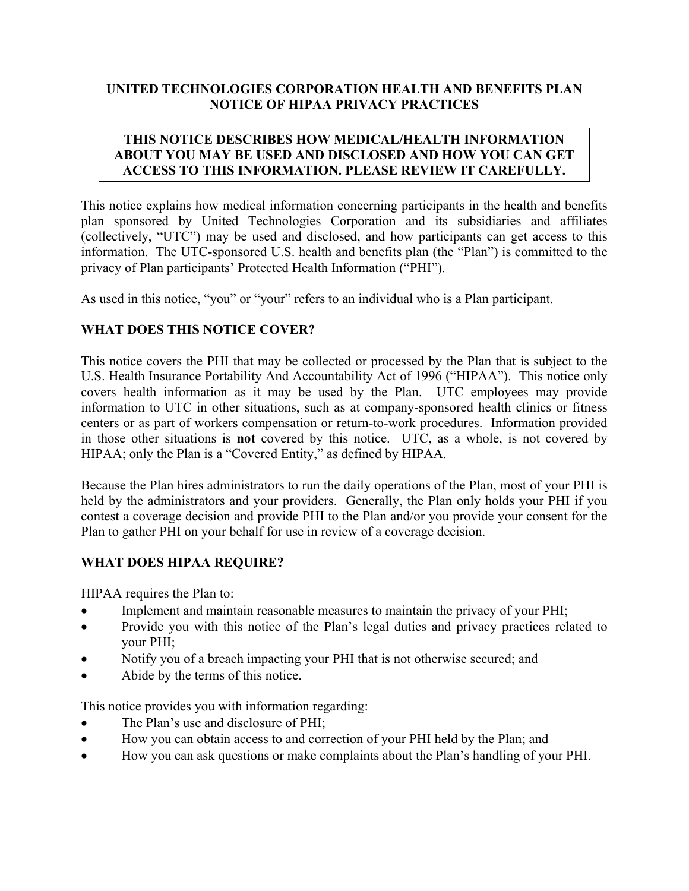# UNITED TECHNOLOGIES CORPORATION HEALTH AND BENEFITS PLAN NOTICE OF HIPAA PRIVACY PRACTICES

**THIS NOTICE DESCRIBES HOW MEDICAL/HEALTH INFORMATION ABOUT YOU MAY BE USED AND DISCLOSED AND HOW YOU CAN GET ACCESS TO THIS INFORMATION. PLEASE REVIEW IT CAREFULLY.**

This notice explains how medical information concerning participants in the health and benefits plan sponsored by United Technologies Corporation and its subsidiaries and affiliates (collectively, "UTC") may be used and disclosed, and how participants can get access to this information. The UTC-sponsored U.S. health and benefits plan (the "Plan") is committed to the privacy of Plan participants' Protected Health Information ("PHI").

As used in this notice, "you" or "your" refers to an individual who is a Plan participant.

## WHAT DOES THIS NOTICE COVER?

This notice covers the PHI that may be collected or processed by the Plan that is subject to the U.S. Health Insurance Portability And Accountability Act of 1996 ("HIPAA"). This notice only covers health information as it may be used by the Plan. UTC employees may provide information to UTC in other situations, such as at company-sponsored health clinics or fitness centers or as part of workers compensation or return-to-work procedures. Information provided in those other situations is **not** covered by this notice. UTC, as a whole, is not covered by HIPAA; only the Plan is a "Covered Entity," as defined by HIPAA.

Because the Plan hires administrators to run the daily operations of the Plan, most of your PHI is held by the administrators and your providers. Generally, the Plan only holds your PHI if you contest a coverage decision and provide PHI to the Plan and/or you provide your consent for the Plan to gather PHI on your behalf for use in review of a coverage decision.

## WHAT DOES HIPAA REQUIRE?

HIPAA requires the Plan to:

- Implement and maintain reasonable measures to maintain the privacy of your PHI;
- Provide you with this notice of the Plan's legal duties and privacy practices related to your PHI;
- Notify you of a breach impacting your PHI that is not otherwise secured; and
- Abide by the terms of this notice.

This notice provides you with information regarding:

- The Plan's use and disclosure of PHI;
- How you can obtain access to and correction of your PHI held by the Plan; and
- How you can ask questions or make complaints about the Plan's handling of your PHI.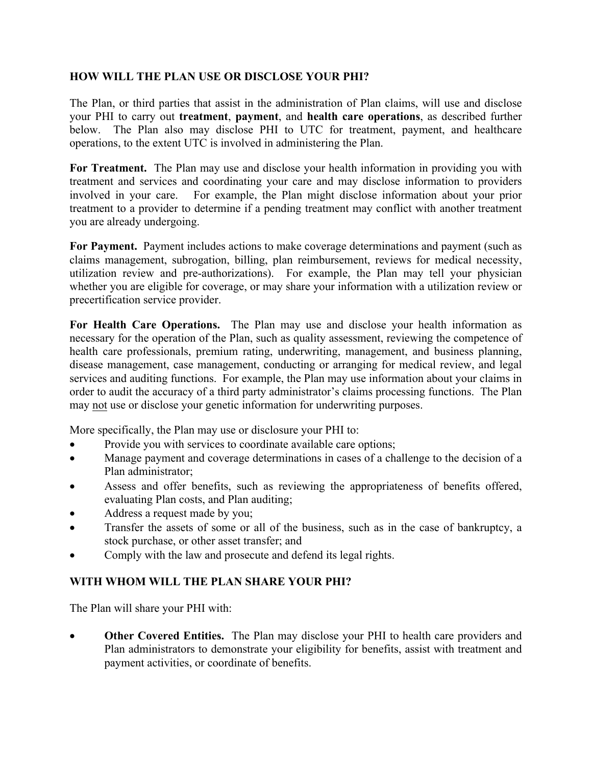## HOW WILL THE PLAN USE OR DISCLOSE YOUR PHI?

The Plan, or third parties that assist in the administration of Plan claims, will use and disclose your PHI to carry out **treatment**, **payment**, and **health care operations**, as described further below. The Plan also may disclose PHI to UTC for treatment, payment, and healthcare operations, to the extent UTC is involved in administering the Plan.

**For Treatment.** The Plan may use and disclose your health information in providing you with treatment and services and coordinating your care and may disclose information to providers involved in your care. For example, the Plan might disclose information about your prior treatment to a provider to determine if a pending treatment may conflict with another treatment you are already undergoing.

**For Payment.** Payment includes actions to make coverage determinations and payment (such as claims management, subrogation, billing, plan reimbursement, reviews for medical necessity, utilization review and pre-authorizations). For example, the Plan may tell your physician whether you are eligible for coverage, or may share your information with a utilization review or precertification service provider.

**For Health Care Operations.** The Plan may use and disclose your health information as necessary for the operation of the Plan, such as quality assessment, reviewing the competence of health care professionals, premium rating, underwriting, management, and business planning, disease management, case management, conducting or arranging for medical review, and legal services and auditing functions. For example, the Plan may use information about your claims in order to audit the accuracy of a third party administrator's claims processing functions. The Plan may <u>not</u> use or disclose your genetic information for underwriting purposes.

More specifically, the Plan may use or disclosure your PHI to:

- Provide you with services to coordinate available care options;
- Manage payment and coverage determinations in cases of a challenge to the decision of a Plan administrator;
- Assess and offer benefits, such as reviewing the appropriateness of benefits offered, evaluating Plan costs, and Plan auditing;
- Address a request made by you;
- Transfer the assets of some or all of the business, such as in the case of bankruptcy, a stock purchase, or other asset transfer; and
- Comply with the law and prosecute and defend its legal rights.

## WITH WHOM WILL THE PLAN SHARE YOUR PHI?

The Plan will share your PHI with:

- **Other Covered Entities.** The Plan may disclose your PHI to health care providers and Plan administrators to demonstrate your eligibility for benefits, assist with treatment and payment activities, or coordinate of benefits.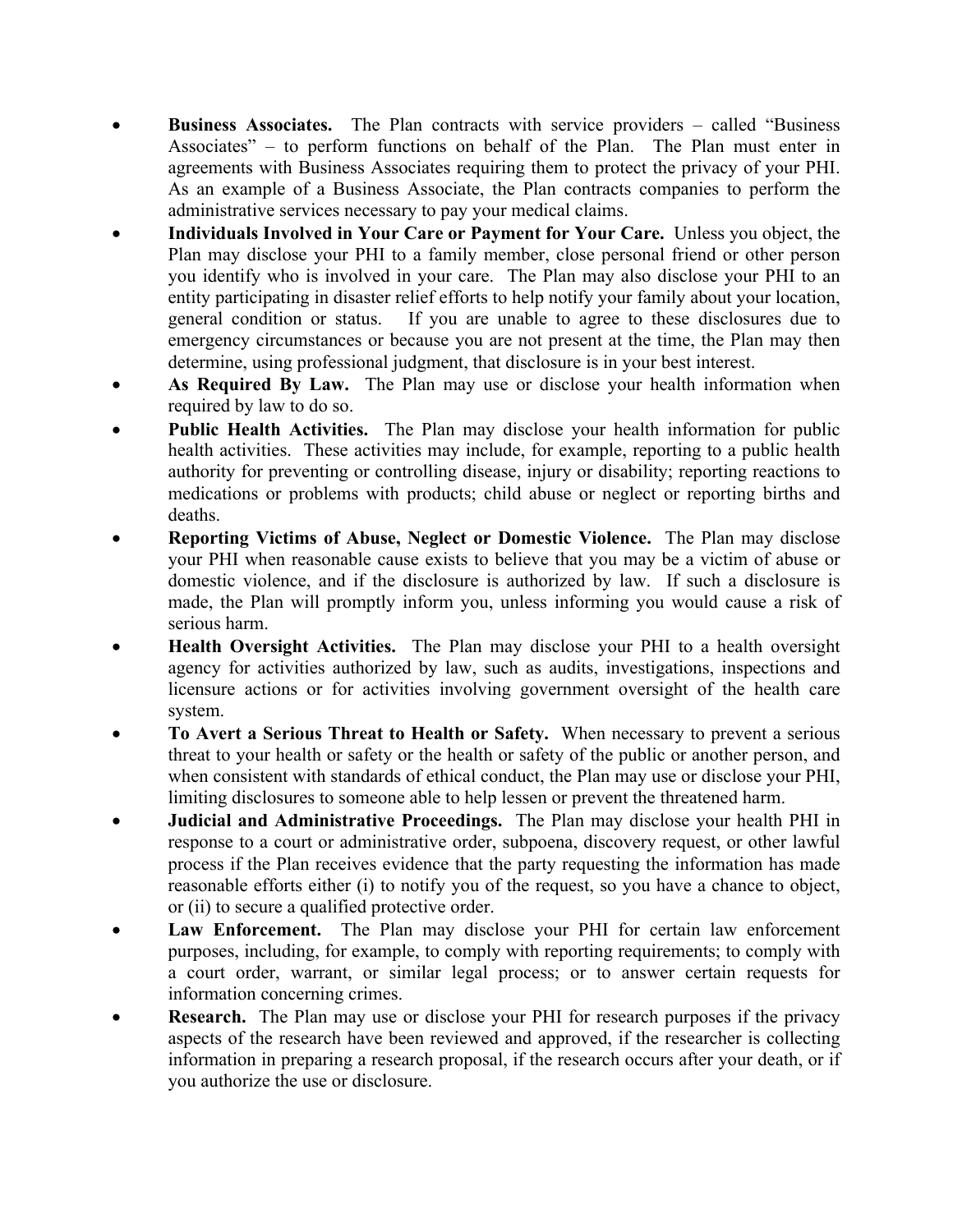- **Business Associates.** The Plan contracts with service providers – called "Business Associates" – to perform functions on behalf of the Plan. The Plan must enter in agreements with Business Associates requiring them to protect the privacy of your PHI. As an example of a Business Associate, the Plan contracts companies to perform the administrative services necessary to pay your medical claims.
- **Individuals Involved in Your Care or Payment for Your Care.** Unless you object, the Plan may disclose your PHI to a family member, close personal friend or other person you identify who is involved in your care. The Plan may also disclose your PHI to an entity participating in disaster relief efforts to help notify your family about your location, general condition or status. If you are unable to agree to these disclosures due to emergency circumstances or because you are not present at the time, the Plan may then determine, using professional judgment, that disclosure is in your best interest.
- **As Required By Law.** The Plan may use or disclose your health information when required by law to do so.
- **Public Health Activities.** The Plan may disclose your health information for public health activities. These activities may include, for example, reporting to a public health authority for preventing or controlling disease, injury or disability; reporting reactions to medications or problems with products; child abuse or neglect or reporting births and deaths.
- **Reporting Victims of Abuse, Neglect or Domestic Violence.** The Plan may disclose your PHI when reasonable cause exists to believe that you may be a victim of abuse or domestic violence, and if the disclosure is authorized by law. If such a disclosure is made, the Plan will promptly inform you, unless informing you would cause a risk of serious harm.
- **Health Oversight Activities.** The Plan may disclose your PHI to a health oversight agency for activities authorized by law, such as audits, investigations, inspections and licensure actions or for activities involving government oversight of the health care system.
- **To Avert a Serious Threat to Health or Safety.** When necessary to prevent a serious threat to your health or safety or the health or safety of the public or another person, and when consistent with standards of ethical conduct, the Plan may use or disclose your PHI, limiting disclosures to someone able to help lessen or prevent the threatened harm.
- **Judicial and Administrative Proceedings.** The Plan may disclose your health PHI in response to a court or administrative order, subpoena, discovery request, or other lawful process if the Plan receives evidence that the party requesting the information has made reasonable efforts either (i) to notify you of the request, so you have a chance to object, or (ii) to secure a qualified protective order.
- **Law Enforcement.** The Plan may disclose your PHI for certain law enforcement purposes, including, for example, to comply with reporting requirements; to comply with a court order, warrant, or similar legal process; or to answer certain requests for information concerning crimes.
- **Research.** The Plan may use or disclose your PHI for research purposes if the privacy aspects of the research have been reviewed and approved, if the researcher is collecting information in preparing a research proposal, if the research occurs after your death, or if you authorize the use or disclosure.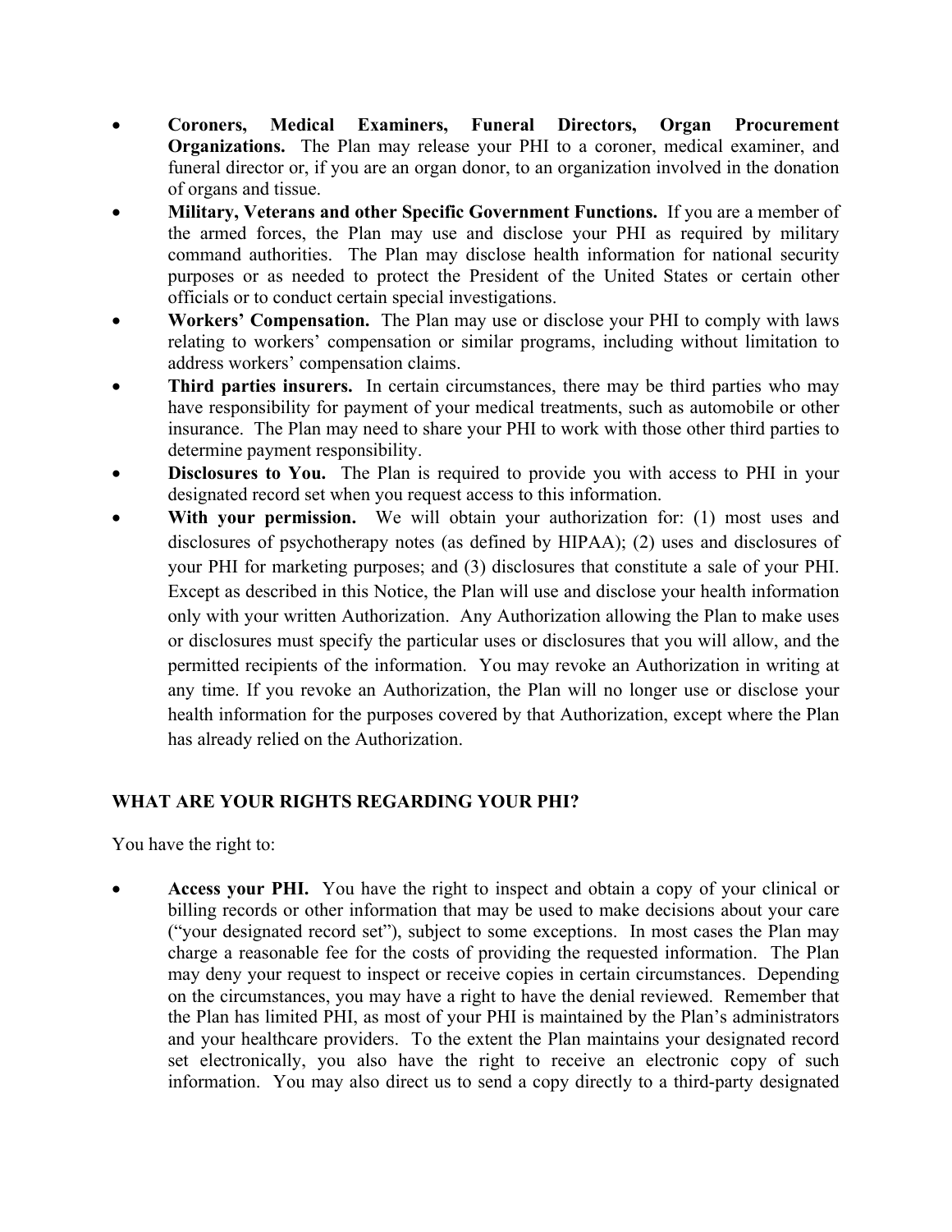- **Coroners, Medical Examiners, Funeral Directors, Organ Procurement Organizations.** The Plan may release your PHI to a coroner, medical examiner, and funeral director or, if you are an organ donor, to an organization involved in the donation of organs and tissue.
- **Military, Veterans and other Specific Government Functions.** If you are a member of the armed forces, the Plan may use and disclose your PHI as required by military command authorities. The Plan may disclose health information for national security purposes or as needed to protect the President of the United States or certain other officials or to conduct certain special investigations.
- **Workers' Compensation.** The Plan may use or disclose your PHI to comply with laws relating to workers' compensation or similar programs, including without limitation to address workers' compensation claims.
- **Third parties insurers.** In certain circumstances, there may be third parties who may have responsibility for payment of your medical treatments, such as automobile or other insurance. The Plan may need to share your PHI to work with those other third parties to determine payment responsibility.
- **Disclosures to You.** The Plan is required to provide you with access to PHI in your designated record set when you request access to this information.
- **With your permission.** We will obtain your authorization for: (1) most uses and disclosures of psychotherapy notes (as defined by HIPAA); (2) uses and disclosures of your PHI for marketing purposes; and (3) disclosures that constitute a sale of your PHI. Except as described in this Notice, the Plan will use and disclose your health information only with your written Authorization. Any Authorization allowing the Plan to make uses or disclosures must specify the particular uses or disclosures that you will allow, and the permitted recipients of the information. You may revoke an Authorization in writing at any time. If you revoke an Authorization, the Plan will no longer use or disclose your health information for the purposes covered by that Authorization, except where the Plan has already relied on the Authorization.

**WHAT ARE YOUR RIGHTS REGARDING YOUR PHI?**

You have the right to:

- **Access your PHI.** You have the right to inspect and obtain a copy of your clinical or billing records or other information that may be used to make decisions about your care ("your designated record set"), subject to some exceptions. In most cases the Plan may charge a reasonable fee for the costs of providing the requested information. The Plan may deny your request to inspect or receive copies in certain circumstances. Depending on the circumstances, you may have a right to have the denial reviewed. Remember that the Plan has limited PHI, as most of your PHI is maintained by the Plan's administrators and your healthcare providers. To the extent the Plan maintains your designated record set electronically, you also have the right to receive an electronic copy of such information. You may also direct us to send a copy directly to a third-party designated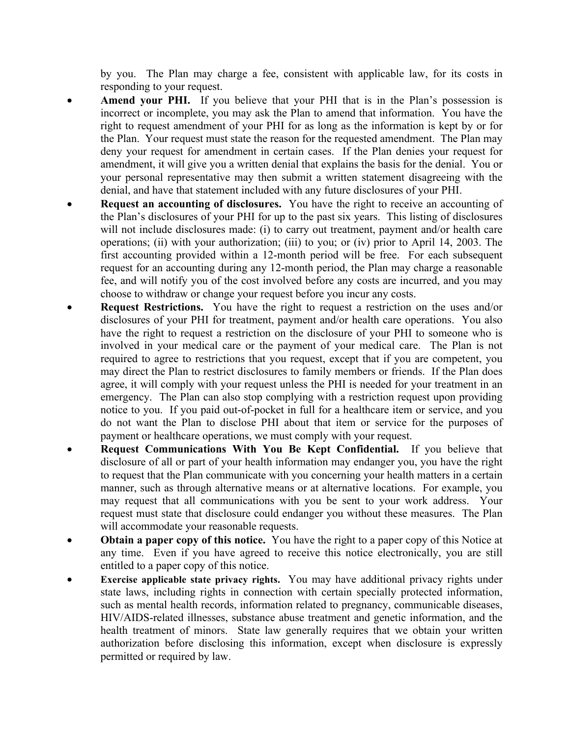by you. The Plan may charge a fee, consistent with applicable law, for its costs in responding to your request.

- **Amend your PHI.** If you believe that your PHI that is in the Plan's possession is incorrect or incomplete, you may ask the Plan to amend that information. You have the right to request amendment of your PHI for as long as the information is kept by or for the Plan. Your request must state the reason for the requested amendment. The Plan may deny your request for amendment in certain cases. If the Plan denies your request for amendment, it will give you a written denial that explains the basis for the denial. You or your personal representative may then submit a written statement disagreeing with the denial, and have that statement included with any future disclosures of your PHI.
- **Request an accounting of disclosures.** You have the right to receive an accounting of the Plan's disclosures of your PHI for up to the past six years. This listing of disclosures will not include disclosures made: (i) to carry out treatment, payment and/or health care operations; (ii) with your authorization; (iii) to you; or (iv) prior to April 14, 2003. The first accounting provided within a 12-month period will be free. For each subsequent request for an accounting during any 12-month period, the Plan may charge a reasonable fee, and will notify you of the cost involved before any costs are incurred, and you may choose to withdraw or change your request before you incur any costs.
- **Request Restrictions.** You have the right to request a restriction on the uses and/or disclosures of your PHI for treatment, payment and/or health care operations. You also have the right to request a restriction on the disclosure of your PHI to someone who is involved in your medical care or the payment of your medical care. The Plan is not required to agree to restrictions that you request, except that if you are competent, you may direct the Plan to restrict disclosures to family members or friends. If the Plan does agree, it will comply with your request unless the PHI is needed for your treatment in an emergency. The Plan can also stop complying with a restriction request upon providing notice to you. If you paid out-of-pocket in full for a healthcare item or service, and you do not want the Plan to disclose PHI about that item or service for the purposes of payment or healthcare operations, we must comply with your request.
- **Request Communications With You Be Kept Confidential.** If you believe that disclosure of all or part of your health information may endanger you, you have the right to request that the Plan communicate with you concerning your health matters in a certain manner, such as through alternative means or at alternative locations. For example, you may request that all communications with you be sent to your work address. Your request must state that disclosure could endanger you without these measures. The Plan will accommodate your reasonable requests.
- **Obtain a paper copy of this notice.** You have the right to a paper copy of this Notice at any time. Even if you have agreed to receive this notice electronically, you are still entitled to a paper copy of this notice.
- **Exercise applicable state privacy rights.** You may have additional privacy rights under state laws, including rights in connection with certain specially protected information, such as mental health records, information related to pregnancy, communicable diseases, HIV/AIDS-related illnesses, substance abuse treatment and genetic information, and the health treatment of minors. State law generally requires that we obtain your written authorization before disclosing this information, except when disclosure is expressly permitted or required by law.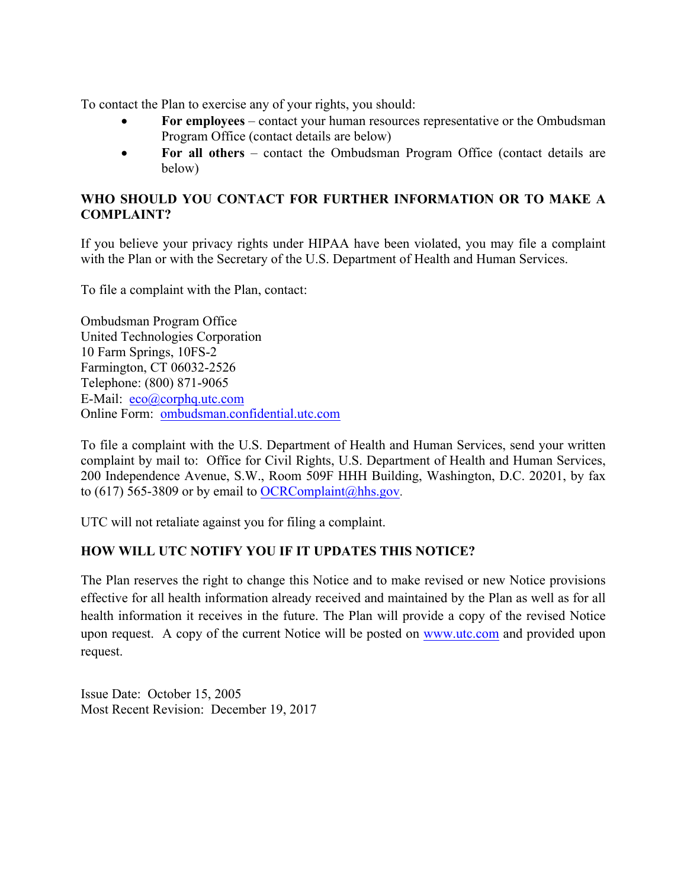To contact the Plan to exercise any of your rights, you should:

- **For employees** – contact your human resources representative or the Ombudsman Program Office (contact details are below)
- **For all others** – contact the Ombudsman Program Office (contact details are below)

## WHO SHOULD YOU CONTACT FOR FURTHER INFORMATION OR TO MAKE A COMPLAINT?

If you believe your privacy rights under HIPAA have been violated, you may file a complaint with the Plan or with the Secretary of the U.S. Department of Health and Human Services.

To file a complaint with the Plan, contact:

Ombudsman Program Office
United Technologies Corporation
10 Farm Springs, 10FS-2
Farmington, CT 06032-2526
Telephone: (800) 871-9065
E-Mail: eco@corphq.utc.com
Online Form: ombudsman.confidential.utc.com

To file a complaint with the U.S. Department of Health and Human Services, send your written complaint by mail to: Office for Civil Rights, U.S. Department of Health and Human Services, 200 Independence Avenue, S.W., Room 509F HHH Building, Washington, D.C. 20201, by fax to (617) 565-3809 or by email to OCRComplaint@hhs.gov.

UTC will not retaliate against you for filing a complaint.

## HOW WILL UTC NOTIFY YOU IF IT UPDATES THIS NOTICE?

The Plan reserves the right to change this Notice and to make revised or new Notice provisions effective for all health information already received and maintained by the Plan as well as for all health information it receives in the future. The Plan will provide a copy of the revised Notice upon request. A copy of the current Notice will be posted on www.utc.com and provided upon request.

Issue Date: October 15, 2005
Most Recent Revision: December 19, 2017